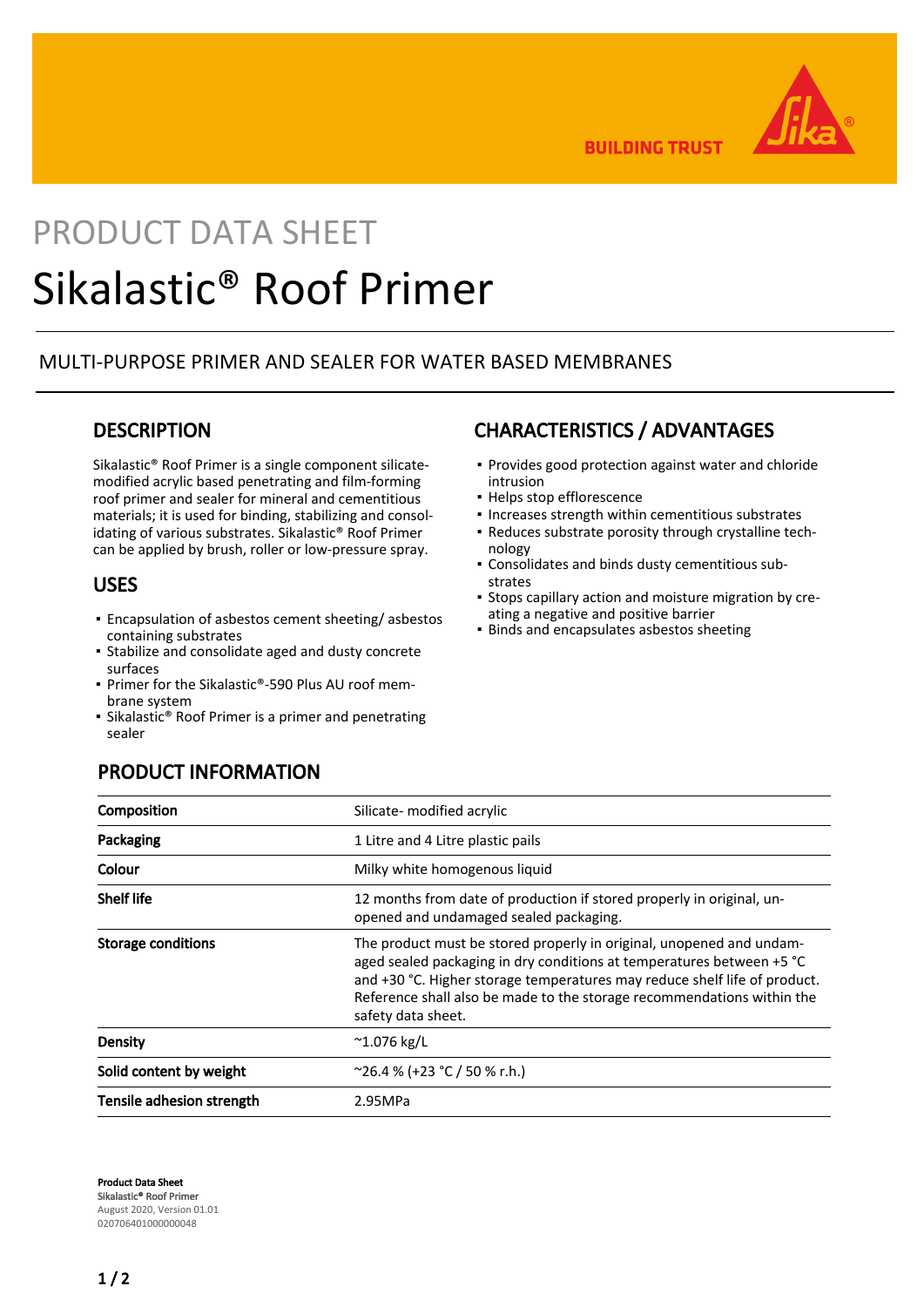BUILDING TRUST

# PRODUCT DATA SHEET

# Sikalastic® Roof Primer

MULTI-PURPOSE PRIMER AND SEALER FOR WATER BASED MEMBRANES

## DESCRIPTION

Sikalastic® Roof Primer is a single component silicate-modified acrylic based penetrating and film-forming roof primer and sealer for mineral and cementitious materials; it is used for binding, stabilizing and consolidating of various substrates. Sikalastic® Roof Primer can be applied by brush, roller or low-pressure spray.

## USES

- Encapsulation of asbestos cement sheeting/ asbestos containing substrates
- Stabilize and consolidate aged and dusty concrete surfaces
- Primer for the Sikalastic®-590 Plus AU roof membrane system
- Sikalastic® Roof Primer is a primer and penetrating sealer

## CHARACTERISTICS / ADVANTAGES

- Provides good protection against water and chloride intrusion
- Helps stop efflorescence
- Increases strength within cementitious substrates
- Reduces substrate porosity through crystalline technology
- Consolidates and binds dusty cementitious substrates
- Stops capillary action and moisture migration by creating a negative and positive barrier
- Binds and encapsulates asbestos sheeting

## PRODUCT INFORMATION

| | |
|---|---|
| **Composition** | Silicate- modified acrylic |
| **Packaging** | 1 Litre and 4 Litre plastic pails |
| **Colour** | Milky white homogenous liquid |
| **Shelf life** | 12 months from date of production if stored properly in original, unopened and undamaged sealed packaging. |
| **Storage conditions** | The product must be stored properly in original, unopened and undamaged sealed packaging in dry conditions at temperatures between +5 °C and +30 °C. Higher storage temperatures may reduce shelf life of product. Reference shall also be made to the storage recommendations within the safety data sheet. |
| **Density** | ~1.076 kg/L |
| **Solid content by weight** | ~26.4 % (+23 °C / 50 % r.h.) |
| **Tensile adhesion strength** | 2.95MPa |

**Product Data Sheet**
Sikalastic® Roof Primer
August 2020, Version 01.01
020706401000000048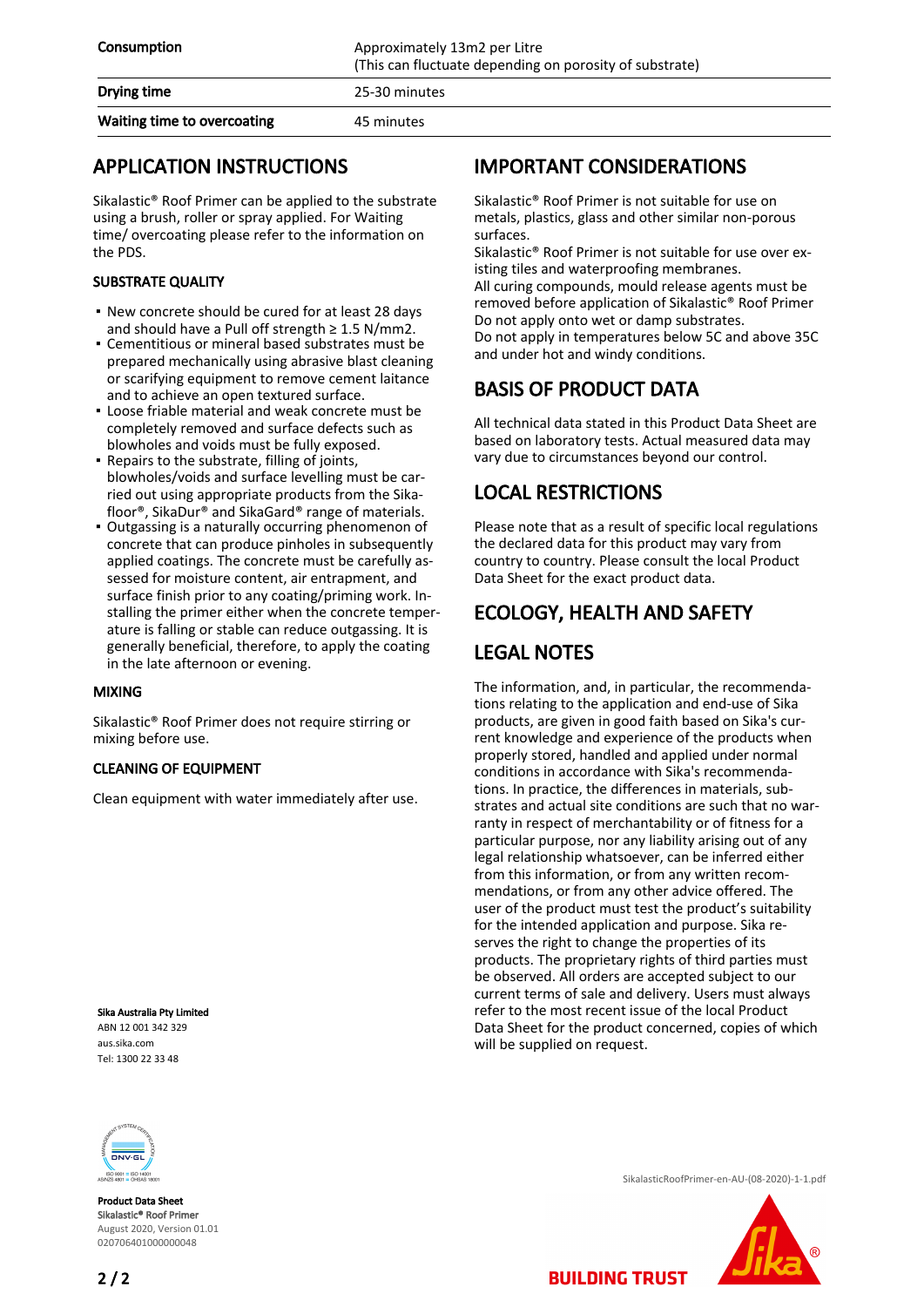| | |
|---|---|
| **Consumption** | Approximately 13m2 per Litre (This can fluctuate depending on porosity of substrate) |
| **Drying time** | 25-30 minutes |
| **Waiting time to overcoating** | 45 minutes |

## APPLICATION INSTRUCTIONS

Sikalastic® Roof Primer can be applied to the substrate using a brush, roller or spray applied. For Waiting time/ overcoating please refer to the information on the PDS.

### SUBSTRATE QUALITY

- New concrete should be cured for at least 28 days and should have a Pull off strength ≥ 1.5 N/mm2.
- Cementitious or mineral based substrates must be prepared mechanically using abrasive blast cleaning or scarifying equipment to remove cement laitance and to achieve an open textured surface.
- Loose friable material and weak concrete must be completely removed and surface defects such as blowholes and voids must be fully exposed.
- Repairs to the substrate, filling of joints, blowholes/voids and surface levelling must be carried out using appropriate products from the Sikafloor®, SikaDur® and SikaGard® range of materials.
- Outgassing is a naturally occurring phenomenon of concrete that can produce pinholes in subsequently applied coatings. The concrete must be carefully assessed for moisture content, air entrapment, and surface finish prior to any coating/priming work. Installing the primer either when the concrete temperature is falling or stable can reduce outgassing. It is generally beneficial, therefore, to apply the coating in the late afternoon or evening.

### MIXING

Sikalastic® Roof Primer does not require stirring or mixing before use.

### CLEANING OF EQUIPMENT

Clean equipment with water immediately after use.

## IMPORTANT CONSIDERATIONS

Sikalastic® Roof Primer is not suitable for use on metals, plastics, glass and other similar non-porous surfaces.
Sikalastic® Roof Primer is not suitable for use over existing tiles and waterproofing membranes.
All curing compounds, mould release agents must be removed before application of Sikalastic® Roof Primer
Do not apply onto wet or damp substrates.
Do not apply in temperatures below 5C and above 35C and under hot and windy conditions.

## BASIS OF PRODUCT DATA

All technical data stated in this Product Data Sheet are based on laboratory tests. Actual measured data may vary due to circumstances beyond our control.

## LOCAL RESTRICTIONS

Please note that as a result of specific local regulations the declared data for this product may vary from country to country. Please consult the local Product Data Sheet for the exact product data.

## ECOLOGY, HEALTH AND SAFETY

## LEGAL NOTES

The information, and, in particular, the recommendations relating to the application and end-use of Sika products, are given in good faith based on Sika's current knowledge and experience of the products when properly stored, handled and applied under normal conditions in accordance with Sika's recommendations. In practice, the differences in materials, substrates and actual site conditions are such that no warranty in respect of merchantability or of fitness for a particular purpose, nor any liability arising out of any legal relationship whatsoever, can be inferred either from this information, or from any written recommendations, or from any other advice offered. The user of the product must test the product's suitability for the intended application and purpose. Sika reserves the right to change the properties of its products. The proprietary rights of third parties must be observed. All orders are accepted subject to our current terms of sale and delivery. Users must always refer to the most recent issue of the local Product Data Sheet for the product concerned, copies of which will be supplied on request.

**Sika Australia Pty Limited**
ABN 12 001 342 329
aus.sika.com
Tel: 1300 22 33 48